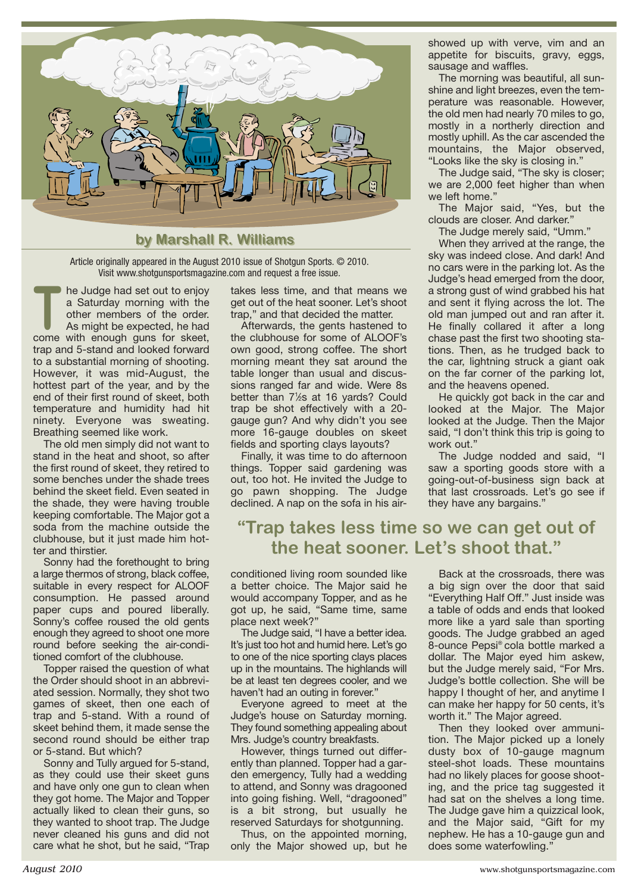**by Marshall R. Williams**

Article originally appeared in the August 2010 issue of Shotgun Sports. © 2010. Visit www.shotgunsportsmagazine.com and request a free issue.

The Judge had set out to enjoy a Saturday morning with the other members of the order. As might be expected, he had come with enough guns for skeet, trap and 5-stand and looked forward to a substantial morning of shooting. However, it was mid-August, the hottest part of the year, and by the end of their first round of skeet, both temperature and humidity had hit ninety. Everyone was sweating. Breathing seemed like work.

The old men simply did not want to stand in the heat and shoot, so after the first round of skeet, they retired to some benches under the shade trees behind the skeet field. Even seated in the shade, they were having trouble keeping comfortable. The Major got a soda from the machine outside the clubhouse, but it just made him hotter and thirstier.

Sonny had the forethought to bring a large thermos of strong, black coffee, suitable in every respect for ALOOF consumption. He passed around paper cups and poured liberally. Sonny's coffee roused the old gents enough they agreed to shoot one more round before seeking the air-conditioned comfort of the clubhouse.

Topper raised the question of what the Order should shoot in an abbreviated session. Normally, they shot two games of skeet, then one each of trap and 5-stand. With a round of skeet behind them, it made sense the second round should be either trap or 5-stand. But which?

Sonny and Tully argued for 5-stand, as they could use their skeet guns and have only one gun to clean when they got home. The Major and Topper actually liked to clean their guns, so they wanted to shoot trap. The Judge never cleaned his guns and did not care what he shot, but he said, "Trap takes less time, and that means we get out of the heat sooner. Let's shoot trap," and that decided the matter.

Afterwards, the gents hastened to the clubhouse for some of ALOOF's own good, strong coffee. The short morning meant they sat around the table longer than usual and discussions ranged far and wide. Were 8s better than 7½s at 16 yards? Could trap be shot effectively with a 20-gauge gun? And why didn't you see more 16-gauge doubles on skeet fields and sporting clays layouts?

Finally, it was time to do afternoon things. Topper said gardening was out, too hot. He invited the Judge to go pawn shopping. The Judge declined. A nap on the sofa in his air-conditioned living room sounded like a better choice. The Major said he would accompany Topper, and as he got up, he said, "Same time, same place next week?"

> **"Trap takes less time so we can get out of the heat sooner. Let's shoot that."**

The Judge said, "I have a better idea. It's just too hot and humid here. Let's go to one of the nice sporting clays places up in the mountains. The highlands will be at least ten degrees cooler, and we haven't had an outing in forever."

Everyone agreed to meet at the Judge's house on Saturday morning. They found something appealing about Mrs. Judge's country breakfasts.

However, things turned out differently than planned. Topper had a garden emergency, Tully had a wedding to attend, and Sonny was dragooned into going fishing. Well, "dragooned" is a bit strong, but usually he reserved Saturdays for shotgunning.

Thus, on the appointed morning, only the Major showed up, but he showed up with verve, vim and an appetite for biscuits, gravy, eggs, sausage and waffles.

The morning was beautiful, all sunshine and light breezes, even the temperature was reasonable. However, the old men had nearly 70 miles to go, mostly in a northerly direction and mostly uphill. As the car ascended the mountains, the Major observed, "Looks like the sky is closing in."

The Judge said, "The sky is closer; we are 2,000 feet higher than when we left home."

The Major said, "Yes, but the clouds are closer. And darker."

The Judge merely said, "Umm."

When they arrived at the range, the sky was indeed close. And dark! And no cars were in the parking lot. As the Judge's head emerged from the door, a strong gust of wind grabbed his hat and sent it flying across the lot. The old man jumped out and ran after it. He finally collared it after a long chase past the first two shooting stations. Then, as he trudged back to the car, lightning struck a giant oak on the far corner of the parking lot, and the heavens opened.

He quickly got back in the car and looked at the Major. The Major looked at the Judge. Then the Major said, "I don't think this trip is going to work out."

The Judge nodded and said, "I saw a sporting goods store with a going-out-of-business sign back at that last crossroads. Let's go see if they have any bargains."

Back at the crossroads, there was a big sign over the door that said "Everything Half Off." Just inside was a table of odds and ends that looked more like a yard sale than sporting goods. The Judge grabbed an aged 8-ounce Pepsi® cola bottle marked a dollar. The Major eyed him askew, but the Judge merely said, "For Mrs. Judge's bottle collection. She will be happy I thought of her, and anytime I can make her happy for 50 cents, it's worth it." The Major agreed.

Then they looked over ammunition. The Major picked up a lonely dusty box of 10-gauge magnum steel-shot loads. These mountains had no likely places for goose shooting, and the price tag suggested it had sat on the shelves a long time. The Judge gave him a quizzical look, and the Major said, "Gift for my nephew. He has a 10-gauge gun and does some waterfowling."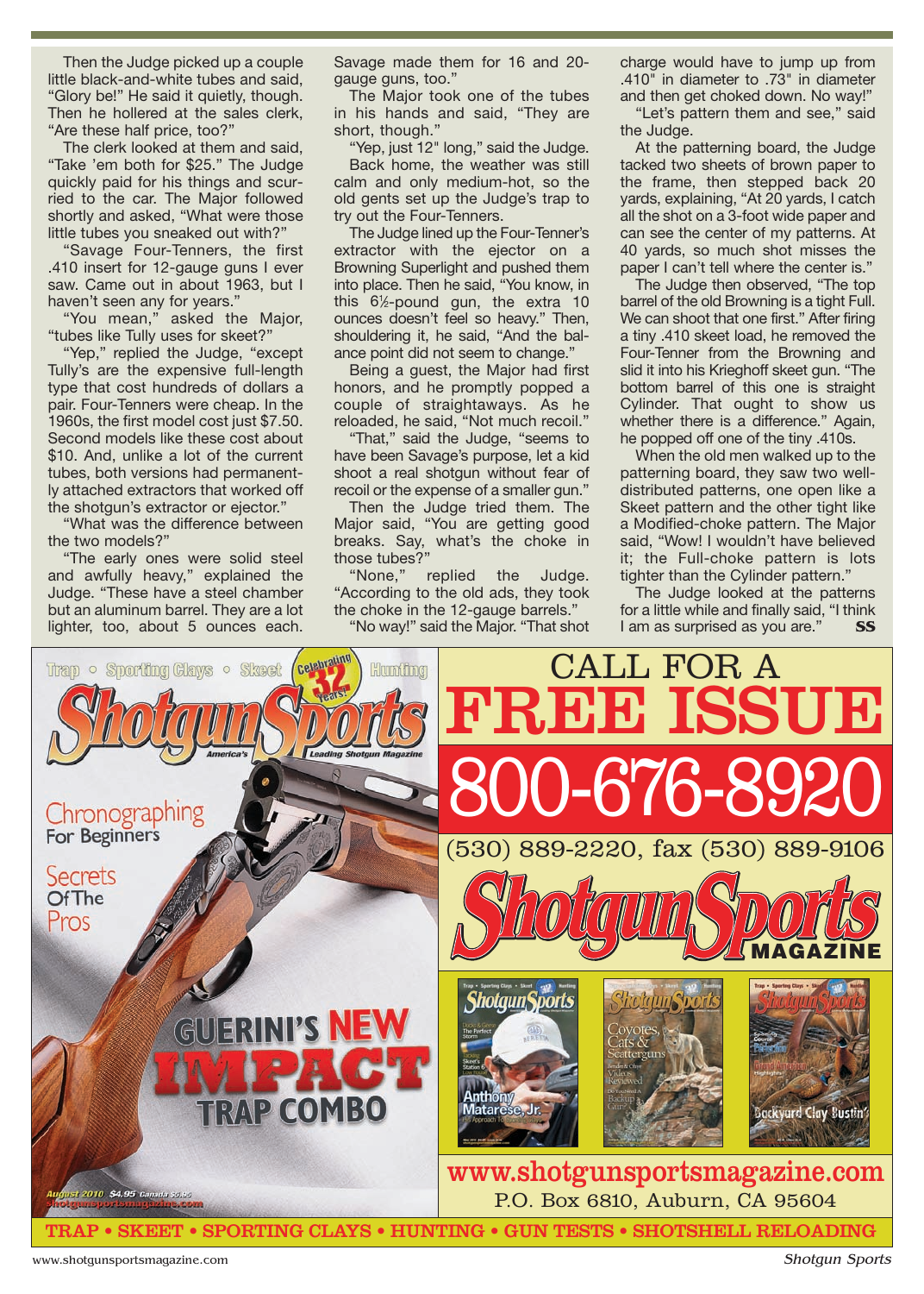Then the Judge picked up a couple little black-and-white tubes and said, "Glory be!" He said it quietly, though. Then he hollered at the sales clerk, "Are these half price, too?"

The clerk looked at them and said, "Take 'em both for $25." The Judge quickly paid for his things and scurried to the car. The Major followed shortly and asked, "What were those little tubes you sneaked out with?"

"Savage Four-Tenners, the first .410 insert for 12-gauge guns I ever saw. Came out in about 1963, but I haven't seen any for years."

"You mean," asked the Major, "tubes like Tully uses for skeet?"

"Yep," replied the Judge, "except Tully's are the expensive full-length type that cost hundreds of dollars a pair. Four-Tenners were cheap. In the 1960s, the first model cost just $7.50. Second models like these cost about $10. And, unlike a lot of the current tubes, both versions had permanently attached extractors that worked off the shotgun's extractor or ejector."

"What was the difference between the two models?"

"The early ones were solid steel and awfully heavy," explained the Judge. "These have a steel chamber but an aluminum barrel. They are a lot lighter, too, about 5 ounces each. Savage made them for 16 and 20-gauge guns, too."

The Major took one of the tubes in his hands and said, "They are short, though."

"Yep, just 12" long," said the Judge.

Back home, the weather was still calm and only medium-hot, so the old gents set up the Judge's trap to try out the Four-Tenners.

The Judge lined up the Four-Tenner's extractor with the ejector on a Browning Superlight and pushed them into place. Then he said, "You know, in this 6½-pound gun, the extra 10 ounces doesn't feel so heavy." Then, shouldering it, he said, "And the balance point did not seem to change."

Being a guest, the Major had first honors, and he promptly popped a couple of straightaways. As he reloaded, he said, "Not much recoil."

"That," said the Judge, "seems to have been Savage's purpose, let a kid shoot a real shotgun without fear of recoil or the expense of a smaller gun."

Then the Judge tried them. The Major said, "You are getting good breaks. Say, what's the choke in those tubes?"

"None," replied the Judge. "According to the old ads, they took the choke in the 12-gauge barrels."

"No way!" said the Major. "That shot charge would have to jump up from .410" in diameter to .73" in diameter and then get choked down. No way!"

"Let's pattern them and see," said the Judge.

At the patterning board, the Judge tacked two sheets of brown paper to the frame, then stepped back 20 yards, explaining, "At 20 yards, I catch all the shot on a 3-foot wide paper and can see the center of my patterns. At 40 yards, so much shot misses the paper I can't tell where the center is."

The Judge then observed, "The top barrel of the old Browning is a tight Full. We can shoot that one first." After firing a tiny .410 skeet load, he removed the Four-Tenner from the Browning and slid it into his Krieghoff skeet gun. "The bottom barrel of this one is straight Cylinder. That ought to show us whether there is a difference." Again, he popped off one of the tiny .410s.

When the old men walked up to the patterning board, they saw two well-distributed patterns, one open like a Skeet pattern and the other tight like a Modified-choke pattern. The Major said, "Wow! I wouldn't have believed it; the Full-choke pattern is lots tighter than the Cylinder pattern."

The Judge looked at the patterns for a little while and finally said, "I think I am as surprised as you are." **SS**

---

CALL FOR A

# FREE ISSUE

## 800-676-8920

(530) 889-2220, fax (530) 889-9106

**Shotgun Sports MAGAZINE**

www.shotgunsportsmagazine.com

P.O. Box 6810, Auburn, CA 95604

TRAP • SKEET • SPORTING CLAYS • HUNTING • GUN TESTS • SHOTSHELL RELOADING